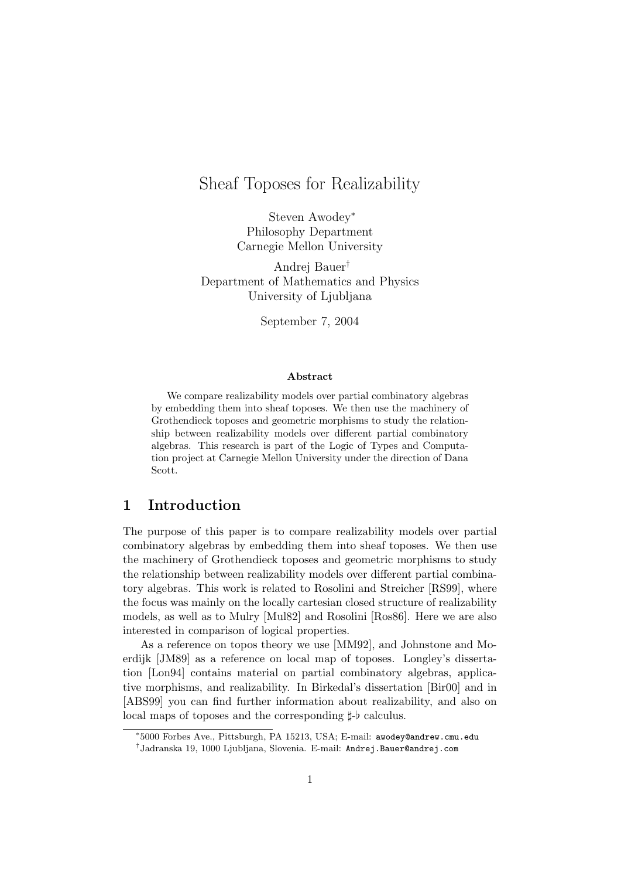# Sheaf Toposes for Realizability

Steven Awodey[*]
Philosophy Department
Carnegie Mellon University

Andrej Bauer[†]
Department of Mathematics and Physics
University of Ljubljana

September 7, 2004

**Abstract**

We compare realizability models over partial combinatory algebras by embedding them into sheaf toposes. We then use the machinery of Grothendieck toposes and geometric morphisms to study the relationship between realizability models over different partial combinatory algebras. This research is part of the Logic of Types and Computation project at Carnegie Mellon University under the direction of Dana Scott.

## 1 Introduction

The purpose of this paper is to compare realizability models over partial combinatory algebras by embedding them into sheaf toposes. We then use the machinery of Grothendieck toposes and geometric morphisms to study the relationship between realizability models over different partial combinatory algebras. This work is related to Rosolini and Streicher [RS99], where the focus was mainly on the locally cartesian closed structure of realizability models, as well as to Mulry [Mul82] and Rosolini [Ros86]. Here we are also interested in comparison of logical properties.

As a reference on topos theory we use [MM92], and Johnstone and Moerdijk [JM89] as a reference on local map of toposes. Longley's dissertation [Lon94] contains material on partial combinatory algebras, applicative morphisms, and realizability. In Birkedal's dissertation [Bir00] and in [ABS99] you can find further information about realizability, and also on local maps of toposes and the corresponding $\sharp$-$\flat$ calculus.

[*]5000 Forbes Ave., Pittsburgh, PA 15213, USA; E-mail: awodey@andrew.cmu.edu

[†]Jadranska 19, 1000 Ljubljana, Slovenia. E-mail: Andrej.Bauer@andrej.com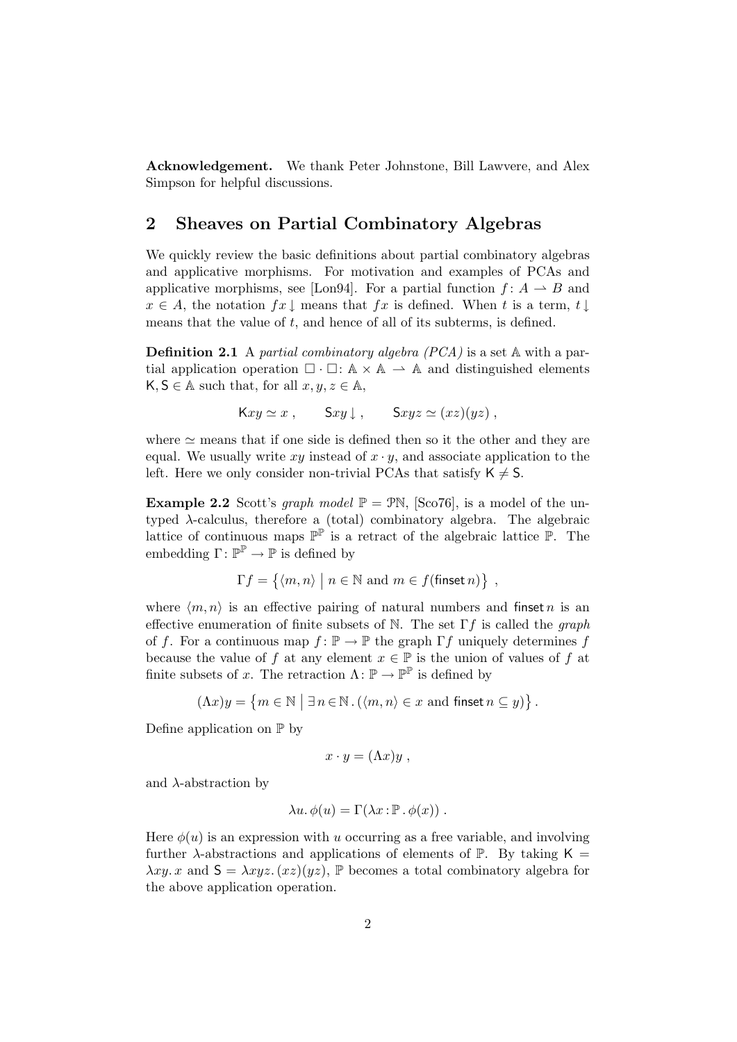**Acknowledgement.** We thank Peter Johnstone, Bill Lawvere, and Alex Simpson for helpful discussions.

## 2 Sheaves on Partial Combinatory Algebras

We quickly review the basic definitions about partial combinatory algebras and applicative morphisms. For motivation and examples of PCAs and applicative morphisms, see [Lon94]. For a partial function $f\colon A \rightharpoonup B$ and $x \in A$, the notation $fx\!\downarrow$ means that $fx$ is defined. When $t$ is a term, $t\!\downarrow$ means that the value of $t$, and hence of all of its subterms, is defined.

**Definition 2.1** A *partial combinatory algebra (PCA)* is a set $\mathbb{A}$ with a partial application operation $\Box \cdot \Box\colon \mathbb{A} \times \mathbb{A} \rightharpoonup \mathbb{A}$ and distinguished elements $\mathsf{K}, \mathsf{S} \in \mathbb{A}$ such that, for all $x, y, z \in \mathbb{A}$,

$$\mathsf{K}xy \simeq x\ , \qquad \mathsf{S}xy\!\downarrow\ , \qquad \mathsf{S}xyz \simeq (xz)(yz)\ ,$$

where $\simeq$ means that if one side is defined then so it the other and they are equal. We usually write $xy$ instead of $x \cdot y$, and associate application to the left. Here we only consider non-trivial PCAs that satisfy $\mathsf{K} \neq \mathsf{S}$.

**Example 2.2** Scott's *graph model* $\mathbb{P} = \mathcal{P}\mathbb{N}$, [Sco76], is a model of the untyped $\lambda$-calculus, therefore a (total) combinatory algebra. The algebraic lattice of continuous maps $\mathbb{P}^{\mathbb{P}}$ is a retract of the algebraic lattice $\mathbb{P}$. The embedding $\Gamma\colon \mathbb{P}^{\mathbb{P}} \to \mathbb{P}$ is defined by

$$\Gamma f = \left\{ \langle m, n \rangle \;\middle|\; n \in \mathbb{N} \text{ and } m \in f(\mathsf{finset}\, n) \right\}\ ,$$

where $\langle m, n \rangle$ is an effective pairing of natural numbers and $\mathsf{finset}\, n$ is an effective enumeration of finite subsets of $\mathbb{N}$. The set $\Gamma f$ is called the *graph* of $f$. For a continuous map $f\colon \mathbb{P} \to \mathbb{P}$ the graph $\Gamma f$ uniquely determines $f$ because the value of $f$ at any element $x \in \mathbb{P}$ is the union of values of $f$ at finite subsets of $x$. The retraction $\Lambda\colon \mathbb{P} \to \mathbb{P}^{\mathbb{P}}$ is defined by

$$(\Lambda x)y = \left\{ m \in \mathbb{N} \;\middle|\; \exists n \in \mathbb{N}\,.\, (\langle m, n \rangle \in x \text{ and } \mathsf{finset}\, n \subseteq y) \right\}.$$

Define application on $\mathbb{P}$ by

$$x \cdot y = (\Lambda x)y\ ,$$

and $\lambda$-abstraction by

$$\lambda u.\, \phi(u) = \Gamma(\lambda x \colon \mathbb{P}\,.\, \phi(x))\ .$$

Here $\phi(u)$ is an expression with $u$ occurring as a free variable, and involving further $\lambda$-abstractions and applications of elements of $\mathbb{P}$. By taking $\mathsf{K} = \lambda xy.\, x$ and $\mathsf{S} = \lambda xyz.\, (xz)(yz)$, $\mathbb{P}$ becomes a total combinatory algebra for the above application operation.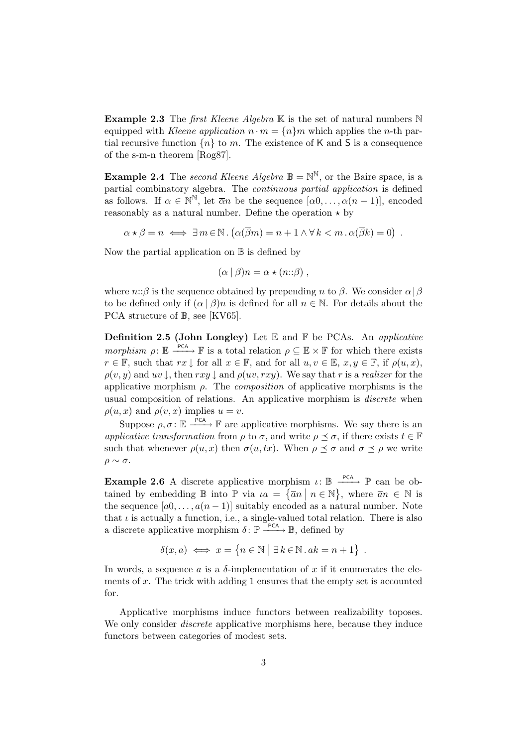**Example 2.3** The *first Kleene Algebra* $\mathbb{K}$ is the set of natural numbers $\mathbb{N}$ equipped with *Kleene application* $n \cdot m = \{n\}m$ which applies the $n$-th partial recursive function $\{n\}$ to $m$. The existence of $\mathsf{K}$ and $\mathsf{S}$ is a consequence of the s-m-n theorem [Rog87].

**Example 2.4** The *second Kleene Algebra* $\mathbb{B} = \mathbb{N}^{\mathbb{N}}$, or the Baire space, is a partial combinatory algebra. The *continuous partial application* is defined as follows. If $\alpha \in \mathbb{N}^{\mathbb{N}}$, let $\overline{\alpha}n$ be the sequence $[\alpha 0, \ldots, \alpha(n-1)]$, encoded reasonably as a natural number. Define the operation $\star$ by

$$\alpha \star \beta = n \iff \exists\, m \in \mathbb{N}\,.\, \big(\alpha(\overline{\beta}m) = n + 1 \wedge \forall\, k < m\,.\, \alpha(\overline{\beta}k) = 0\big) \enspace .$$

Now the partial application on $\mathbb{B}$ is defined by

$$(\alpha \mid \beta)n = \alpha \star (n{::}\beta) \enspace ,$$

where $n{::}\beta$ is the sequence obtained by prepending $n$ to $\beta$. We consider $\alpha \mid \beta$ to be defined only if $(\alpha \mid \beta)n$ is defined for all $n \in \mathbb{N}$. For details about the PCA structure of $\mathbb{B}$, see [KV65].

**Definition 2.5 (John Longley)** Let $\mathbb{E}$ and $\mathbb{F}$ be PCAs. An *applicative morphism* $\rho \colon \mathbb{E} \xrightarrow{\mathsf{PCA}} \mathbb{F}$ is a total relation $\rho \subseteq \mathbb{E} \times \mathbb{F}$ for which there exists $r \in \mathbb{F}$, such that $rx\downarrow$ for all $x \in \mathbb{F}$, and for all $u, v \in \mathbb{E}$, $x, y \in \mathbb{F}$, if $\rho(u, x)$, $\rho(v, y)$ and $uv\downarrow$, then $rxy\downarrow$ and $\rho(uv, rxy)$. We say that $r$ is a *realizer* for the applicative morphism $\rho$. The *composition* of applicative morphisms is the usual composition of relations. An applicative morphism is *discrete* when $\rho(u, x)$ and $\rho(v, x)$ implies $u = v$.

Suppose $\rho, \sigma \colon \mathbb{E} \xrightarrow{\mathsf{PCA}} \mathbb{F}$ are applicative morphisms. We say there is an *applicative transformation* from $\rho$ to $\sigma$, and write $\rho \preceq \sigma$, if there exists $t \in \mathbb{F}$ such that whenever $\rho(u, x)$ then $\sigma(u, tx)$. When $\rho \preceq \sigma$ and $\sigma \preceq \rho$ we write $\rho \sim \sigma$.

**Example 2.6** A discrete applicative morphism $\iota \colon \mathbb{B} \xrightarrow{\mathsf{PCA}} \mathbb{P}$ can be obtained by embedding $\mathbb{B}$ into $\mathbb{P}$ via $\iota a = \big\{\overline{a}n \bigm| n \in \mathbb{N}\big\}$, where $\overline{a}n \in \mathbb{N}$ is the sequence $[a0, \ldots, a(n-1)]$ suitably encoded as a natural number. Note that $\iota$ is actually a function, i.e., a single-valued total relation. There is also a discrete applicative morphism $\delta \colon \mathbb{P} \xrightarrow{\mathsf{PCA}} \mathbb{B}$, defined by

$$\delta(x, a) \iff x = \big\{n \in \mathbb{N} \bigm| \exists\, k \in \mathbb{N}\,.\, ak = n + 1\big\} \enspace .$$

In words, a sequence $a$ is a $\delta$-implementation of $x$ if it enumerates the elements of $x$. The trick with adding 1 ensures that the empty set is accounted for.

Applicative morphisms induce functors between realizability toposes. We only consider *discrete* applicative morphisms here, because they induce functors between categories of modest sets.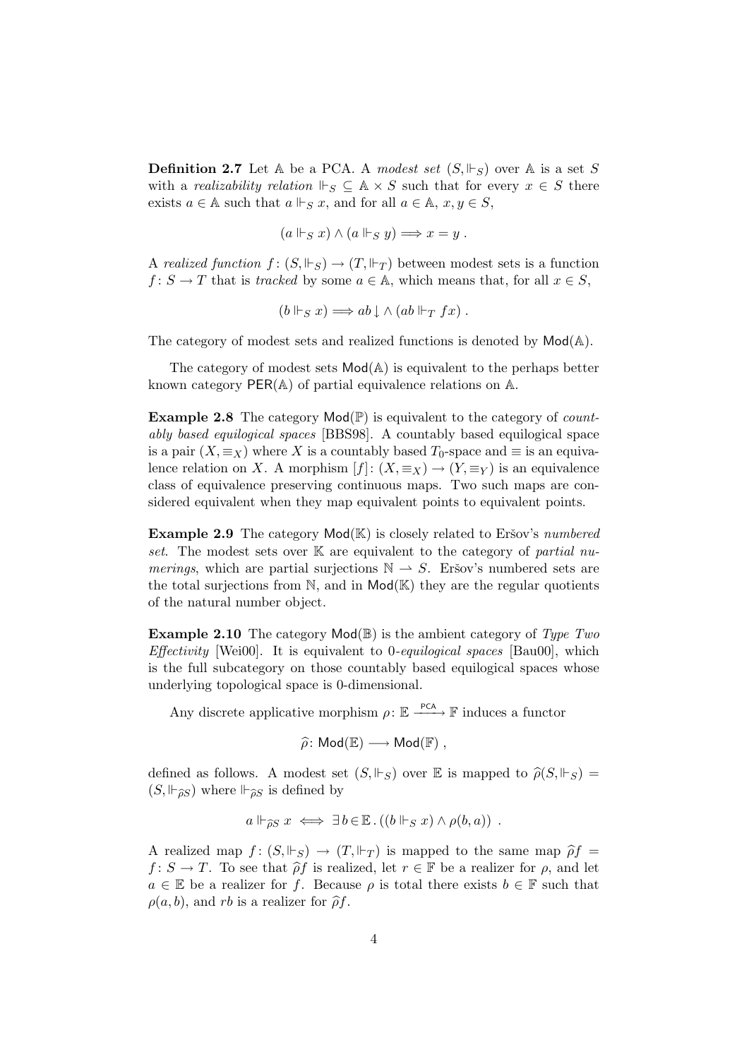**Definition 2.7** Let $\mathbb{A}$ be a PCA. A *modest set* $(S, \Vdash_S)$ over $\mathbb{A}$ is a set $S$ with a *realizability relation* $\Vdash_S \subseteq \mathbb{A} \times S$ such that for every $x \in S$ there exists $a \in \mathbb{A}$ such that $a \Vdash_S x$, and for all $a \in \mathbb{A}$, $x, y \in S$,

$$(a \Vdash_S x) \wedge (a \Vdash_S y) \Longrightarrow x = y \ .$$

A *realized function* $f \colon (S, \Vdash_S) \to (T, \Vdash_T)$ between modest sets is a function $f \colon S \to T$ that is *tracked* by some $a \in \mathbb{A}$, which means that, for all $x \in S$,

$$(b \Vdash_S x) \Longrightarrow ab\downarrow \wedge (ab \Vdash_T fx) \ .$$

The category of modest sets and realized functions is denoted by $\mathsf{Mod}(\mathbb{A})$.

The category of modest sets $\mathsf{Mod}(\mathbb{A})$ is equivalent to the perhaps better known category $\mathsf{PER}(\mathbb{A})$ of partial equivalence relations on $\mathbb{A}$.

**Example 2.8** The category $\mathsf{Mod}(\mathbb{P})$ is equivalent to the category of *countably based equilogical spaces* [BBS98]. A countably based equilogical space is a pair $(X, \equiv_X)$ where $X$ is a countably based $T_0$-space and $\equiv$ is an equivalence relation on $X$. A morphism $[f] \colon (X, \equiv_X) \to (Y, \equiv_Y)$ is an equivalence class of equivalence preserving continuous maps. Two such maps are considered equivalent when they map equivalent points to equivalent points.

**Example 2.9** The category $\mathsf{Mod}(\mathbb{K})$ is closely related to Eršov's *numbered set*. The modest sets over $\mathbb{K}$ are equivalent to the category of *partial numerings*, which are partial surjections $\mathbb{N} \rightharpoonup S$. Eršov's numbered sets are the total surjections from $\mathbb{N}$, and in $\mathsf{Mod}(\mathbb{K})$ they are the regular quotients of the natural number object.

**Example 2.10** The category $\mathsf{Mod}(\mathbb{B})$ is the ambient category of *Type Two Effectivity* [Wei00]. It is equivalent to *0-equilogical spaces* [Bau00], which is the full subcategory on those countably based equilogical spaces whose underlying topological space is 0-dimensional.

Any discrete applicative morphism $\rho \colon \mathbb{E} \xrightarrow{\mathsf{PCA}} \mathbb{F}$ induces a functor

$$\widehat{\rho} \colon \mathsf{Mod}(\mathbb{E}) \longrightarrow \mathsf{Mod}(\mathbb{F}) \ ,$$

defined as follows. A modest set $(S, \Vdash_S)$ over $\mathbb{E}$ is mapped to $\widehat{\rho}(S, \Vdash_S) = (S, \Vdash_{\widehat{\rho}S})$ where $\Vdash_{\widehat{\rho}S}$ is defined by

$$a \Vdash_{\widehat{\rho}S} x \iff \exists\, b \in \mathbb{E} \, . \, ((b \Vdash_S x) \wedge \rho(b, a)) \ .$$

A realized map $f \colon (S, \Vdash_S) \to (T, \Vdash_T)$ is mapped to the same map $\widehat{\rho} f = f \colon S \to T$. To see that $\widehat{\rho} f$ is realized, let $r \in \mathbb{F}$ be a realizer for $\rho$, and let $a \in \mathbb{E}$ be a realizer for $f$. Because $\rho$ is total there exists $b \in \mathbb{F}$ such that $\rho(a, b)$, and $rb$ is a realizer for $\widehat{\rho} f$.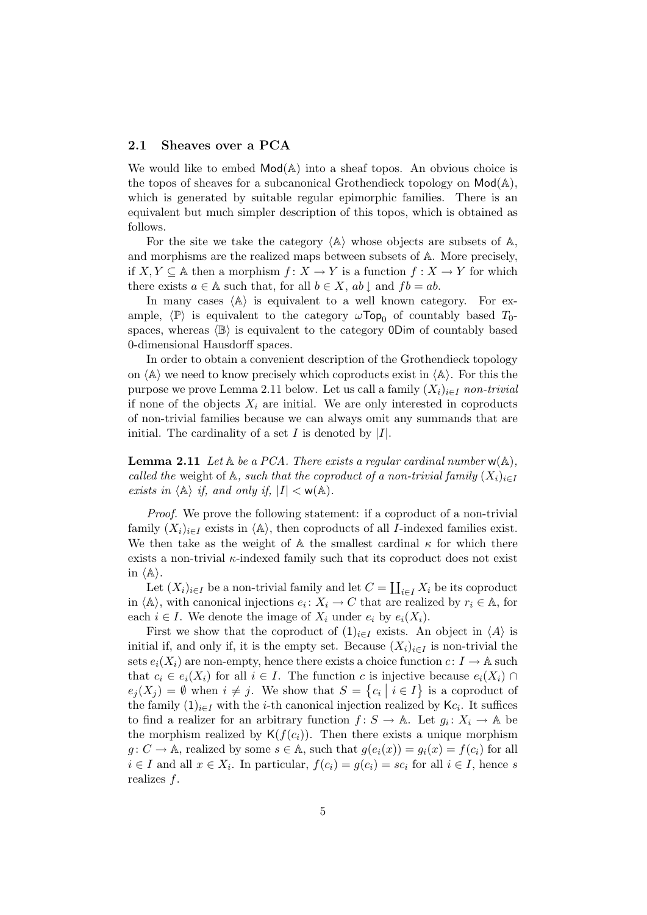### 2.1 Sheaves over a PCA

We would like to embed $\mathsf{Mod}(\mathbb{A})$ into a sheaf topos. An obvious choice is the topos of sheaves for a subcanonical Grothendieck topology on $\mathsf{Mod}(\mathbb{A})$, which is generated by suitable regular epimorphic families. There is an equivalent but much simpler description of this topos, which is obtained as follows.

For the site we take the category $\langle\mathbb{A}\rangle$ whose objects are subsets of $\mathbb{A}$, and morphisms are the realized maps between subsets of $\mathbb{A}$. More precisely, if $X, Y \subseteq \mathbb{A}$ then a morphism $f \colon X \to Y$ is a function $f : X \to Y$ for which there exists $a \in \mathbb{A}$ such that, for all $b \in X$, $ab\downarrow$ and $fb = ab$.

In many cases $\langle\mathbb{A}\rangle$ is equivalent to a well known category. For example, $\langle\mathbb{P}\rangle$ is equivalent to the category $\omega\mathsf{Top}_0$ of countably based $T_0$-spaces, whereas $\langle\mathbb{B}\rangle$ is equivalent to the category $\mathsf{0Dim}$ of countably based 0-dimensional Hausdorff spaces.

In order to obtain a convenient description of the Grothendieck topology on $\langle\mathbb{A}\rangle$ we need to know precisely which coproducts exist in $\langle\mathbb{A}\rangle$. For this the purpose we prove Lemma 2.11 below. Let us call a family $(X_i)_{i\in I}$ *non-trivial* if none of the objects $X_i$ are initial. We are only interested in coproducts of non-trivial families because we can always omit any summands that are initial. The cardinality of a set $I$ is denoted by $|I|$.

**Lemma 2.11** *Let $\mathbb{A}$ be a PCA. There exists a regular cardinal number $\mathsf{w}(\mathbb{A})$, called the* weight *of $\mathbb{A}$, such that the coproduct of a non-trivial family $(X_i)_{i\in I}$ exists in $\langle\mathbb{A}\rangle$ if, and only if, $|I| < \mathsf{w}(\mathbb{A})$.*

*Proof.* We prove the following statement: if a coproduct of a non-trivial family $(X_i)_{i\in I}$ exists in $\langle\mathbb{A}\rangle$, then coproducts of all $I$-indexed families exist. We then take as the weight of $\mathbb{A}$ the smallest cardinal $\kappa$ for which there exists a non-trivial $\kappa$-indexed family such that its coproduct does not exist in $\langle\mathbb{A}\rangle$.

Let $(X_i)_{i\in I}$ be a non-trivial family and let $C = \coprod_{i\in I} X_i$ be its coproduct in $\langle\mathbb{A}\rangle$, with canonical injections $e_i \colon X_i \to C$ that are realized by $r_i \in \mathbb{A}$, for each $i \in I$. We denote the image of $X_i$ under $e_i$ by $e_i(X_i)$.

First we show that the coproduct of $(1)_{i\in I}$ exists. An object in $\langle A\rangle$ is initial if, and only if, it is the empty set. Because $(X_i)_{i\in I}$ is non-trivial the sets $e_i(X_i)$ are non-empty, hence there exists a choice function $c \colon I \to \mathbb{A}$ such that $c_i \in e_i(X_i)$ for all $i \in I$. The function $c$ is injective because $e_i(X_i) \cap e_j(X_j) = \emptyset$ when $i \neq j$. We show that $S = \{c_i \mid i \in I\}$ is a coproduct of the family $(1)_{i\in I}$ with the $i$-th canonical injection realized by $\mathsf{K}c_i$. It suffices to find a realizer for an arbitrary function $f \colon S \to \mathbb{A}$. Let $g_i \colon X_i \to \mathbb{A}$ be the morphism realized by $\mathsf{K}(f(c_i))$. Then there exists a unique morphism $g \colon C \to \mathbb{A}$, realized by some $s \in \mathbb{A}$, such that $g(e_i(x)) = g_i(x) = f(c_i)$ for all $i \in I$ and all $x \in X_i$. In particular, $f(c_i) = g(c_i) = sc_i$ for all $i \in I$, hence $s$ realizes $f$.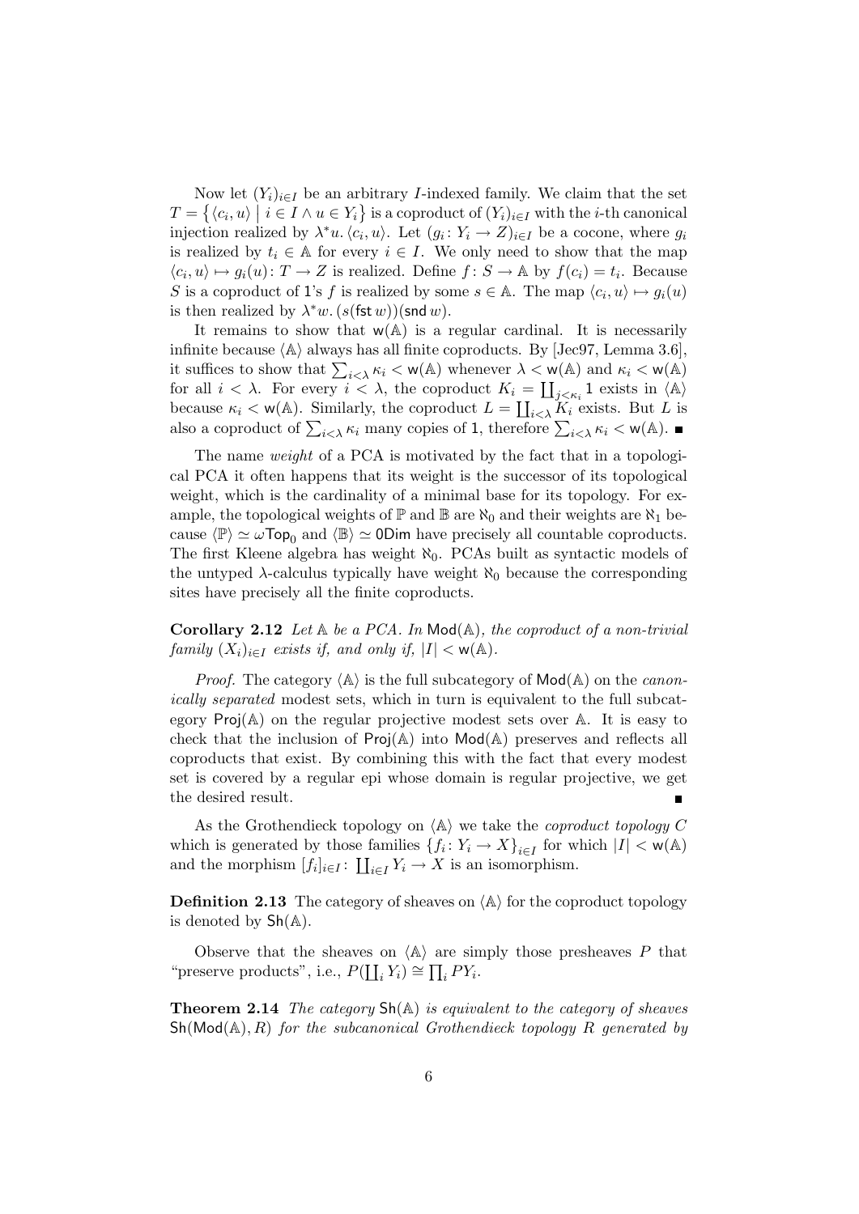Now let $(Y_i)_{i \in I}$ be an arbitrary $I$-indexed family. We claim that the set $T = \{\langle c_i, u\rangle \mid i \in I \wedge u \in Y_i\}$ is a coproduct of $(Y_i)_{i\in I}$ with the $i$-th canonical injection realized by $\lambda^* u.\, \langle c_i, u\rangle$. Let $(g_i : Y_i \to Z)_{i \in I}$ be a cocone, where $g_i$ is realized by $t_i \in \mathbb{A}$ for every $i \in I$. We only need to show that the map $\langle c_i, u\rangle \mapsto g_i(u) : T \to Z$ is realized. Define $f : S \to \mathbb{A}$ by $f(c_i) = t_i$. Because $S$ is a coproduct of $\mathsf{1}$'s $f$ is realized by some $s \in \mathbb{A}$. The map $\langle c_i, u\rangle \mapsto g_i(u)$ is then realized by $\lambda^* w.\, (s(\mathsf{fst}\, w))(\mathsf{snd}\, w)$.

It remains to show that $\mathsf{w}(\mathbb{A})$ is a regular cardinal. It is necessarily infinite because $\langle\mathbb{A}\rangle$ always has all finite coproducts. By [Jec97, Lemma 3.6], it suffices to show that $\sum_{i<\lambda} \kappa_i < \mathsf{w}(\mathbb{A})$ whenever $\lambda < \mathsf{w}(\mathbb{A})$ and $\kappa_i < \mathsf{w}(\mathbb{A})$ for all $i < \lambda$. For every $i < \lambda$, the coproduct $K_i = \coprod_{j<\kappa_i} \mathsf{1}$ exists in $\langle\mathbb{A}\rangle$ because $\kappa_i < \mathsf{w}(\mathbb{A})$. Similarly, the coproduct $L = \coprod_{i<\lambda} K_i$ exists. But $L$ is also a coproduct of $\sum_{i<\lambda} \kappa_i$ many copies of $\mathsf{1}$, therefore $\sum_{i<\lambda} \kappa_i < \mathsf{w}(\mathbb{A})$. ∎

The name *weight* of a PCA is motivated by the fact that in a topological PCA it often happens that its weight is the successor of its topological weight, which is the cardinality of a minimal base for its topology. For example, the topological weights of $\mathbb{P}$ and $\mathbb{B}$ are $\aleph_0$ and their weights are $\aleph_1$ because $\langle\mathbb{P}\rangle \simeq \omega\mathsf{Top}_0$ and $\langle\mathbb{B}\rangle \simeq \mathsf{0Dim}$ have precisely all countable coproducts. The first Kleene algebra has weight $\aleph_0$. PCAs built as syntactic models of the untyped $\lambda$-calculus typically have weight $\aleph_0$ because the corresponding sites have precisely all the finite coproducts.

**Corollary 2.12** *Let $\mathbb{A}$ be a PCA. In $\mathsf{Mod}(\mathbb{A})$, the coproduct of a non-trivial family $(X_i)_{i\in I}$ exists if, and only if, $|I| < \mathsf{w}(\mathbb{A})$.*

*Proof.* The category $\langle\mathbb{A}\rangle$ is the full subcategory of $\mathsf{Mod}(\mathbb{A})$ on the *canonically separated* modest sets, which in turn is equivalent to the full subcategory $\mathsf{Proj}(\mathbb{A})$ on the regular projective modest sets over $\mathbb{A}$. It is easy to check that the inclusion of $\mathsf{Proj}(\mathbb{A})$ into $\mathsf{Mod}(\mathbb{A})$ preserves and reflects all coproducts that exist. By combining this with the fact that every modest set is covered by a regular epi whose domain is regular projective, we get the desired result. ∎

As the Grothendieck topology on $\langle\mathbb{A}\rangle$ we take the *coproduct topology* $C$ which is generated by those families $\{f_i : Y_i \to X\}_{i\in I}$ for which $|I| < \mathsf{w}(\mathbb{A})$ and the morphism $[f_i]_{i\in I} : \coprod_{i\in I} Y_i \to X$ is an isomorphism.

**Definition 2.13** The category of sheaves on $\langle\mathbb{A}\rangle$ for the coproduct topology is denoted by $\mathsf{Sh}(\mathbb{A})$.

Observe that the sheaves on $\langle\mathbb{A}\rangle$ are simply those presheaves $P$ that "preserve products", i.e., $P(\coprod_i Y_i) \cong \prod_i PY_i$.

**Theorem 2.14** *The category $\mathsf{Sh}(\mathbb{A})$ is equivalent to the category of sheaves $\mathsf{Sh}(\mathsf{Mod}(\mathbb{A}), R)$ for the subcanonical Grothendieck topology $R$ generated by*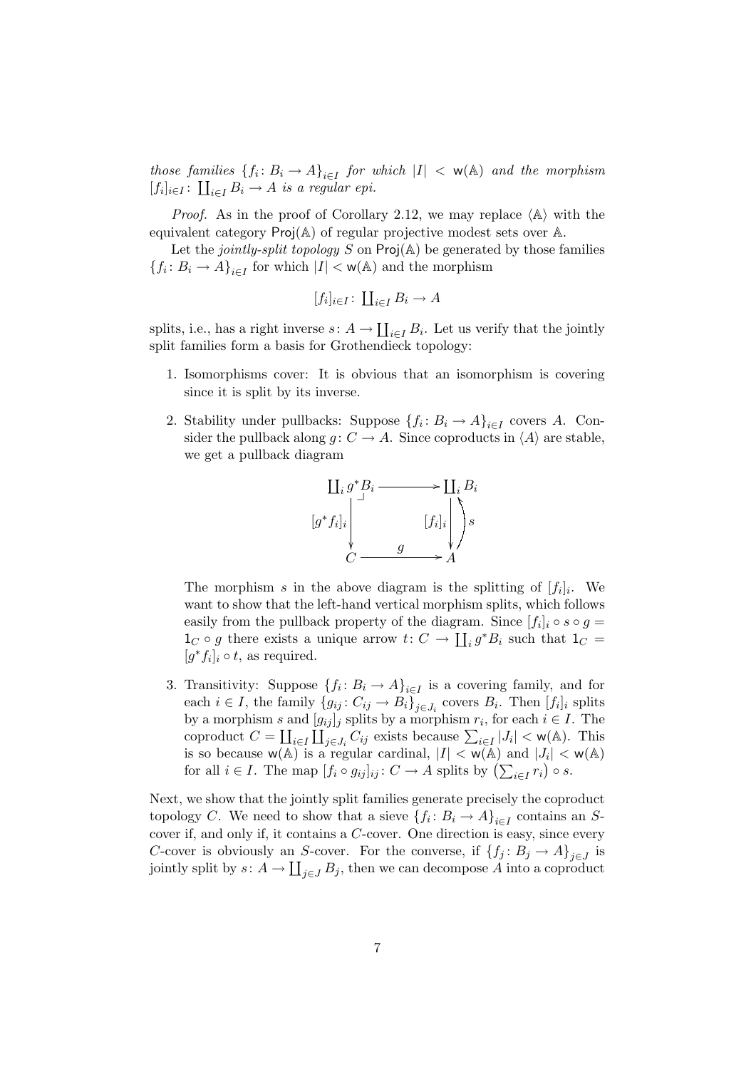*those families* $\{f_i\colon B_i \to A\}_{i\in I}$ *for which* $|I| < \mathsf{w}(\mathbb{A})$ *and the morphism* $[f_i]_{i\in I}\colon \coprod_{i\in I} B_i \to A$ *is a regular epi.*

*Proof.* As in the proof of Corollary 2.12, we may replace $\langle\mathbb{A}\rangle$ with the equivalent category $\mathsf{Proj}(\mathbb{A})$ of regular projective modest sets over $\mathbb{A}$.

Let the *jointly-split topology* $S$ on $\mathsf{Proj}(\mathbb{A})$ be generated by those families $\{f_i\colon B_i \to A\}_{i\in I}$ for which $|I| < \mathsf{w}(\mathbb{A})$ and the morphism

$$[f_i]_{i\in I}\colon \textstyle\coprod_{i\in I} B_i \to A$$

splits, i.e., has a right inverse $s\colon A \to \coprod_{i\in I} B_i$. Let us verify that the jointly split families form a basis for Grothendieck topology:

1. Isomorphisms cover: It is obvious that an isomorphism is covering since it is split by its inverse.

2. Stability under pullbacks: Suppose $\{f_i\colon B_i \to A\}_{i\in I}$ covers $A$. Consider the pullback along $g\colon C \to A$. Since coproducts in $\langle A\rangle$ are stable, we get a pullback diagram

$$\begin{array}{ccc}
\coprod_i g^* B_i & \longrightarrow & \coprod_i B_i \\
{\scriptstyle [g^* f_i]_i}\downarrow & & \downarrow{\scriptstyle [f_i]_i}\ \uparrow{\scriptstyle s} \\
C & \xrightarrow{\quad g \quad} & A
\end{array}$$

   The morphism $s$ in the above diagram is the splitting of $[f_i]_i$. We want to show that the left-hand vertical morphism splits, which follows easily from the pullback property of the diagram. Since $[f_i]_i \circ s \circ g = 1_C \circ g$ there exists a unique arrow $t\colon C \to \coprod_i g^* B_i$ such that $1_C = [g^* f_i]_i \circ t$, as required.

3. Transitivity: Suppose $\{f_i\colon B_i \to A\}_{i\in I}$ is a covering family, and for each $i \in I$, the family $\{g_{ij}\colon C_{ij} \to B_i\}_{j\in J_i}$ covers $B_i$. Then $[f_i]_i$ splits by a morphism $s$ and $[g_{ij}]_j$ splits by a morphism $r_i$, for each $i \in I$. The coproduct $C = \coprod_{i\in I} \coprod_{j\in J_i} C_{ij}$ exists because $\sum_{i\in I} |J_i| < \mathsf{w}(\mathbb{A})$. This is so because $\mathsf{w}(\mathbb{A})$ is a regular cardinal, $|I| < \mathsf{w}(\mathbb{A})$ and $|J_i| < \mathsf{w}(\mathbb{A})$ for all $i \in I$. The map $[f_i \circ g_{ij}]_{ij}\colon C \to A$ splits by $\left(\sum_{i\in I} r_i\right) \circ s$.

Next, we show that the jointly split families generate precisely the coproduct topology $C$. We need to show that a sieve $\{f_i\colon B_i \to A\}_{i\in I}$ contains an $S$-cover if, and only if, it contains a $C$-cover. One direction is easy, since every $C$-cover is obviously an $S$-cover. For the converse, if $\{f_j\colon B_j \to A\}_{j\in J}$ is jointly split by $s\colon A \to \coprod_{j\in J} B_j$, then we can decompose $A$ into a coproduct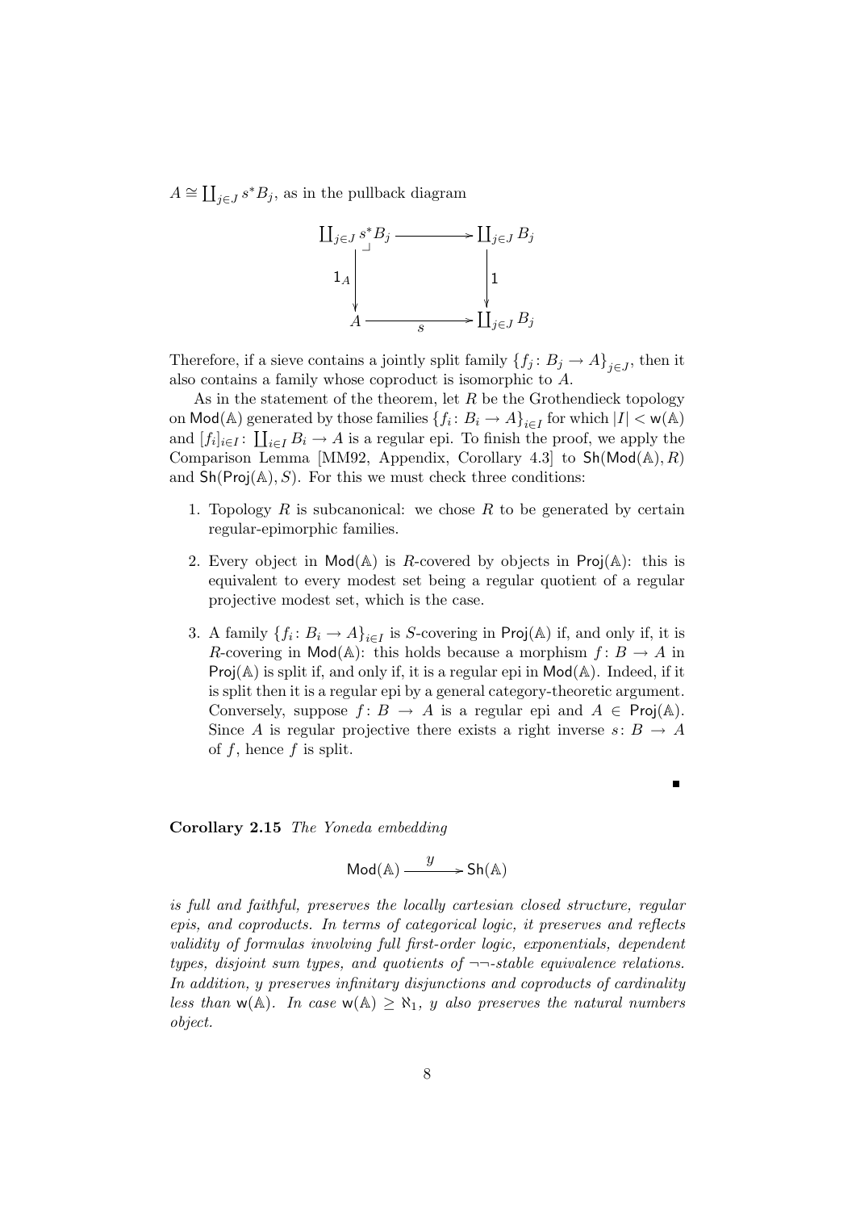$A \cong \coprod_{j \in J} s^* B_j$, as in the pullback diagram

$$
\begin{array}{ccc}
\coprod_{j \in J} s^* B_j & \longrightarrow & \coprod_{j \in J} B_j \\
{\scriptstyle 1_A} \big\downarrow & \lrcorner & \big\downarrow {\scriptstyle 1} \\
A & \xrightarrow[s]{} & \coprod_{j \in J} B_j
\end{array}
$$

Therefore, if a sieve contains a jointly split family $\{f_j \colon B_j \to A\}_{j \in J}$, then it also contains a family whose coproduct is isomorphic to $A$.

As in the statement of the theorem, let $R$ be the Grothendieck topology on $\mathsf{Mod}(\mathbb{A})$ generated by those families $\{f_i \colon B_i \to A\}_{i \in I}$ for which $|I| < \mathsf{w}(\mathbb{A})$ and $[f_i]_{i \in I} \colon \coprod_{i \in I} B_i \to A$ is a regular epi. To finish the proof, we apply the Comparison Lemma [MM92, Appendix, Corollary 4.3] to $\mathsf{Sh}(\mathsf{Mod}(\mathbb{A}), R)$ and $\mathsf{Sh}(\mathsf{Proj}(\mathbb{A}), S)$. For this we must check three conditions:

1. Topology $R$ is subcanonical: we chose $R$ to be generated by certain regular-epimorphic families.
2. Every object in $\mathsf{Mod}(\mathbb{A})$ is $R$-covered by objects in $\mathsf{Proj}(\mathbb{A})$: this is equivalent to every modest set being a regular quotient of a regular projective modest set, which is the case.
3. A family $\{f_i \colon B_i \to A\}_{i \in I}$ is $S$-covering in $\mathsf{Proj}(\mathbb{A})$ if, and only if, it is $R$-covering in $\mathsf{Mod}(\mathbb{A})$: this holds because a morphism $f \colon B \to A$ in $\mathsf{Proj}(\mathbb{A})$ is split if, and only if, it is a regular epi in $\mathsf{Mod}(\mathbb{A})$. Indeed, if it is split then it is a regular epi by a general category-theoretic argument. Conversely, suppose $f \colon B \to A$ is a regular epi and $A \in \mathsf{Proj}(\mathbb{A})$. Since $A$ is regular projective there exists a right inverse $s \colon B \to A$ of $f$, hence $f$ is split.

∎

**Corollary 2.15** *The Yoneda embedding*

$$\mathsf{Mod}(\mathbb{A}) \xrightarrow{\;\; y \;\;} \mathsf{Sh}(\mathbb{A})$$

*is full and faithful, preserves the locally cartesian closed structure, regular epis, and coproducts. In terms of categorical logic, it preserves and reflects validity of formulas involving full first-order logic, exponentials, dependent types, disjoint sum types, and quotients of $\neg\neg$-stable equivalence relations. In addition, $y$ preserves infinitary disjunctions and coproducts of cardinality less than $\mathsf{w}(\mathbb{A})$. In case $\mathsf{w}(\mathbb{A}) \geq \aleph_1$, $y$ also preserves the natural numbers object.*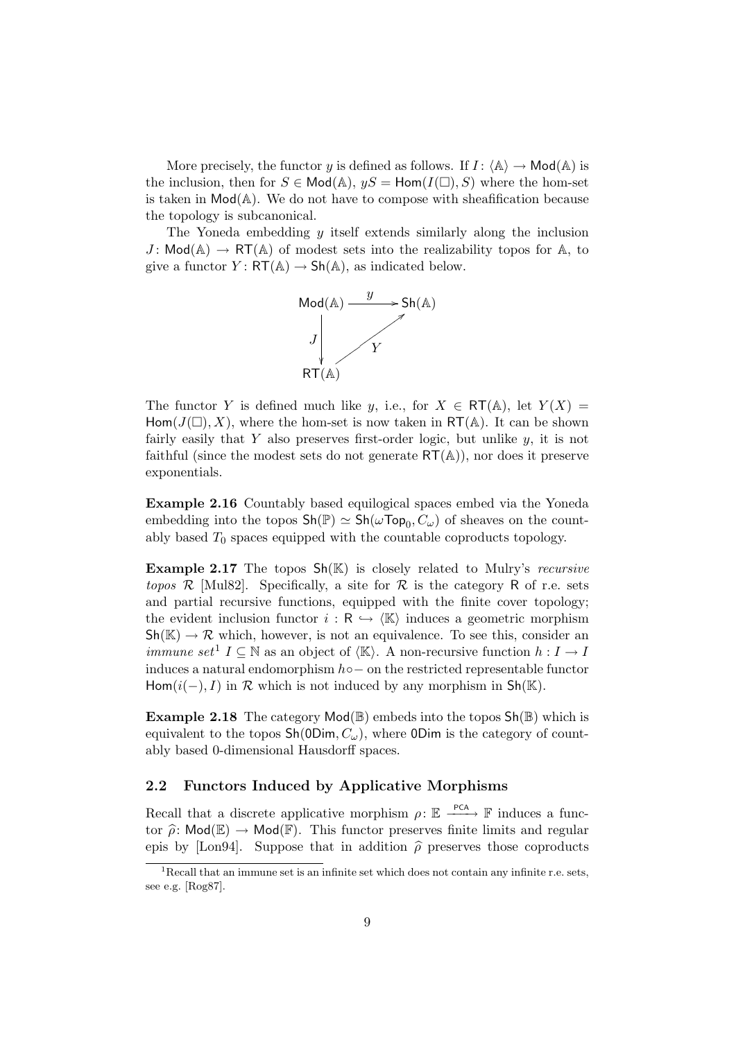More precisely, the functor $y$ is defined as follows. If $I\colon \langle\mathbb{A}\rangle \to \mathsf{Mod}(\mathbb{A})$ is the inclusion, then for $S \in \mathsf{Mod}(\mathbb{A})$, $yS = \mathsf{Hom}(I(\Box), S)$ where the hom-set is taken in $\mathsf{Mod}(\mathbb{A})$. We do not have to compose with sheafification because the topology is subcanonical.

The Yoneda embedding $y$ itself extends similarly along the inclusion $J\colon \mathsf{Mod}(\mathbb{A}) \to \mathsf{RT}(\mathbb{A})$ of modest sets into the realizability topos for $\mathbb{A}$, to give a functor $Y\colon \mathsf{RT}(\mathbb{A}) \to \mathsf{Sh}(\mathbb{A})$, as indicated below.

$$
\begin{array}{ccc}
\mathsf{Mod}(\mathbb{A}) & \xrightarrow{\;y\;} & \mathsf{Sh}(\mathbb{A}) \\
{\scriptstyle J}\downarrow & \nearrow_{Y} & \\
\mathsf{RT}(\mathbb{A}) & &
\end{array}
$$

The functor $Y$ is defined much like $y$, i.e., for $X \in \mathsf{RT}(\mathbb{A})$, let $Y(X) = \mathsf{Hom}(J(\Box), X)$, where the hom-set is now taken in $\mathsf{RT}(\mathbb{A})$. It can be shown fairly easily that $Y$ also preserves first-order logic, but unlike $y$, it is not faithful (since the modest sets do not generate $\mathsf{RT}(\mathbb{A})$), nor does it preserve exponentials.

**Example 2.16** Countably based equilogical spaces embed via the Yoneda embedding into the topos $\mathsf{Sh}(\mathbb{P}) \simeq \mathsf{Sh}(\omega\mathsf{Top}_0, C_\omega)$ of sheaves on the countably based $T_0$ spaces equipped with the countable coproducts topology.

**Example 2.17** The topos $\mathsf{Sh}(\mathbb{K})$ is closely related to Mulry's *recursive topos* $\mathcal{R}$ [Mul82]. Specifically, a site for $\mathcal{R}$ is the category $\mathsf{R}$ of r.e. sets and partial recursive functions, equipped with the finite cover topology; the evident inclusion functor $i : \mathsf{R} \hookrightarrow \langle\mathbb{K}\rangle$ induces a geometric morphism $\mathsf{Sh}(\mathbb{K}) \to \mathcal{R}$ which, however, is not an equivalence. To see this, consider an *immune set*[1] $I \subseteq \mathbb{N}$ as an object of $\langle\mathbb{K}\rangle$. A non-recursive function $h : I \to I$ induces a natural endomorphism $h\circ -$ on the restricted representable functor $\mathsf{Hom}(i(-), I)$ in $\mathcal{R}$ which is not induced by any morphism in $\mathsf{Sh}(\mathbb{K})$.

**Example 2.18** The category $\mathsf{Mod}(\mathbb{B})$ embeds into the topos $\mathsf{Sh}(\mathbb{B})$ which is equivalent to the topos $\mathsf{Sh}(\mathsf{0Dim}, C_\omega)$, where $\mathsf{0Dim}$ is the category of countably based 0-dimensional Hausdorff spaces.

## 2.2 Functors Induced by Applicative Morphisms

Recall that a discrete applicative morphism $\rho\colon \mathbb{E} \xrightarrow{\mathsf{PCA}} \mathbb{F}$ induces a functor $\widehat{\rho}\colon \mathsf{Mod}(\mathbb{E}) \to \mathsf{Mod}(\mathbb{F})$. This functor preserves finite limits and regular epis by [Lon94]. Suppose that in addition $\widehat{\rho}$ preserves those coproducts

[1] Recall that an immune set is an infinite set which does not contain any infinite r.e. sets, see e.g. [Rog87].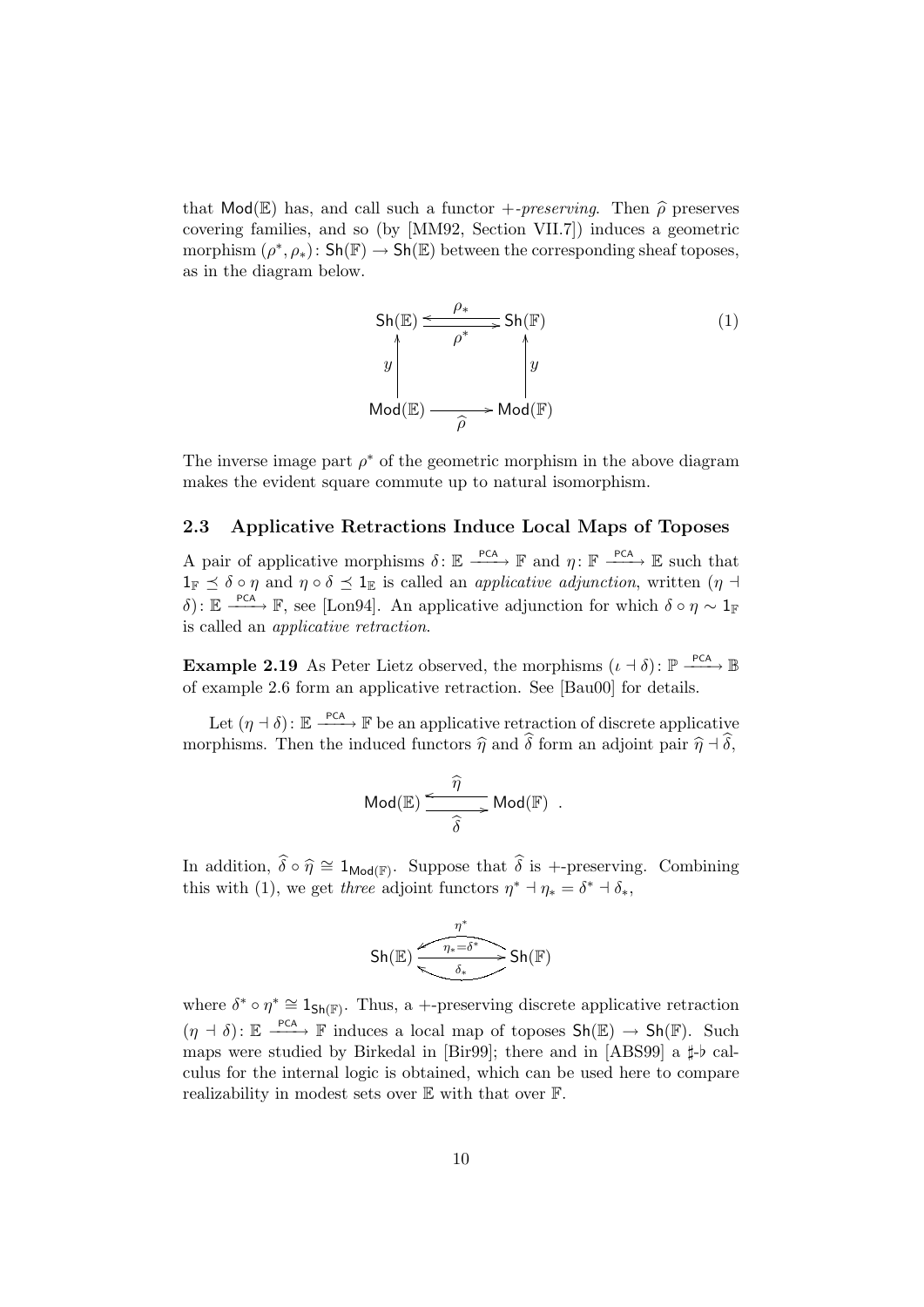that $\mathsf{Mod}(\mathbb{E})$ has, and call such a functor *+-preserving*. Then $\widehat{\rho}$ preserves covering families, and so (by [MM92, Section VII.7]) induces a geometric morphism $(\rho^*, \rho_*)\colon \mathsf{Sh}(\mathbb{F}) \to \mathsf{Sh}(\mathbb{E})$ between the corresponding sheaf toposes, as in the diagram below.

$$
\begin{array}{ccc}
\mathsf{Sh}(\mathbb{E}) & \underset{\rho^*}{\overset{\rho_*}{\rightleftarrows}} & \mathsf{Sh}(\mathbb{F}) \\
{\scriptstyle y}\uparrow & & \uparrow{\scriptstyle y} \\
\mathsf{Mod}(\mathbb{E}) & \xrightarrow[\widehat{\rho}]{} & \mathsf{Mod}(\mathbb{F})
\end{array}
\qquad (1)
$$

The inverse image part $\rho^*$ of the geometric morphism in the above diagram makes the evident square commute up to natural isomorphism.

### 2.3 Applicative Retractions Induce Local Maps of Toposes

A pair of applicative morphisms $\delta\colon \mathbb{E} \xrightarrow{\mathsf{PCA}} \mathbb{F}$ and $\eta\colon \mathbb{F} \xrightarrow{\mathsf{PCA}} \mathbb{E}$ such that $1_{\mathbb{F}} \preceq \delta \circ \eta$ and $\eta \circ \delta \preceq 1_{\mathbb{E}}$ is called an *applicative adjunction*, written $(\eta \dashv \delta)\colon \mathbb{E} \xrightarrow{\mathsf{PCA}} \mathbb{F}$, see [Lon94]. An applicative adjunction for which $\delta \circ \eta \sim 1_{\mathbb{F}}$ is called an *applicative retraction*.

**Example 2.19** As Peter Lietz observed, the morphisms $(\iota \dashv \delta)\colon \mathbb{P} \xrightarrow{\mathsf{PCA}} \mathbb{B}$ of example 2.6 form an applicative retraction. See [Bau00] for details.

Let $(\eta \dashv \delta)\colon \mathbb{E} \xrightarrow{\mathsf{PCA}} \mathbb{F}$ be an applicative retraction of discrete applicative morphisms. Then the induced functors $\widehat{\eta}$ and $\widehat{\delta}$ form an adjoint pair $\widehat{\eta} \dashv \widehat{\delta}$,

$$
\mathsf{Mod}(\mathbb{E}) \underset{\widehat{\delta}}{\overset{\widehat{\eta}}{\rightleftarrows}} \mathsf{Mod}(\mathbb{F}) \ .
$$

In addition, $\widehat{\delta} \circ \widehat{\eta} \cong 1_{\mathsf{Mod}(\mathbb{F})}$. Suppose that $\widehat{\delta}$ is +-preserving. Combining this with (1), we get *three* adjoint functors $\eta^* \dashv \eta_* = \delta^* \dashv \delta_*$,

$$
\mathsf{Sh}(\mathbb{E}) \; \underset{\delta_*}{\overset{\eta^*}{\leftleftarrows}} \!\!\xrightarrow{\eta_* = \delta^*}\; \mathsf{Sh}(\mathbb{F})
$$

where $\delta^* \circ \eta^* \cong 1_{\mathsf{Sh}(\mathbb{F})}$. Thus, a +-preserving discrete applicative retraction $(\eta \dashv \delta)\colon \mathbb{E} \xrightarrow{\mathsf{PCA}} \mathbb{F}$ induces a local map of toposes $\mathsf{Sh}(\mathbb{E}) \to \mathsf{Sh}(\mathbb{F})$. Such maps were studied by Birkedal in [Bir99]; there and in [ABS99] a $\sharp$-$\flat$ calculus for the internal logic is obtained, which can be used here to compare realizability in modest sets over $\mathbb{E}$ with that over $\mathbb{F}$.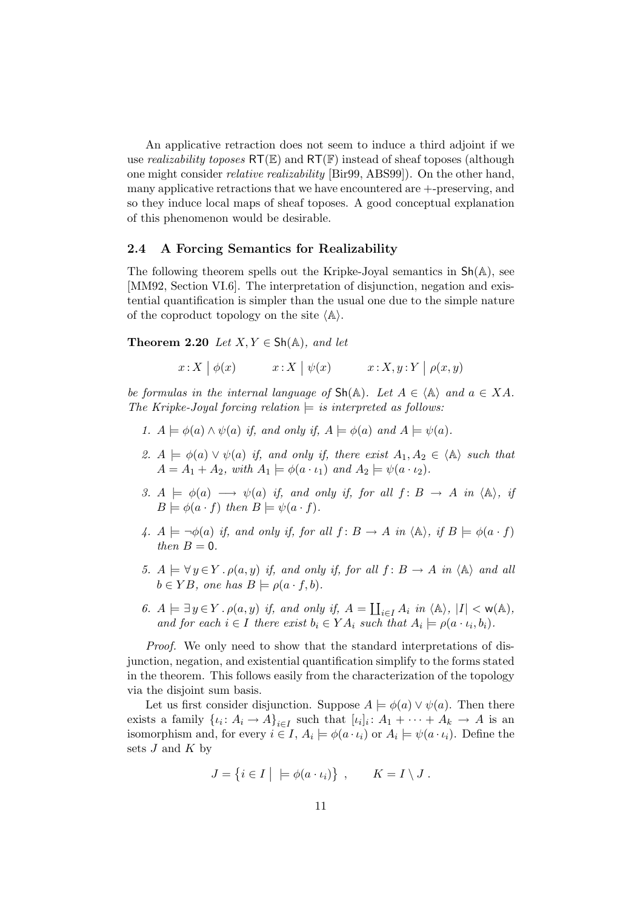An applicative retraction does not seem to induce a third adjoint if we use *realizability toposes* $\mathsf{RT}(\mathbb{E})$ and $\mathsf{RT}(\mathbb{F})$ instead of sheaf toposes (although one might consider *relative realizability* [Bir99, ABS99]). On the other hand, many applicative retractions that we have encountered are $+$-preserving, and so they induce local maps of sheaf toposes. A good conceptual explanation of this phenomenon would be desirable.

### 2.4 A Forcing Semantics for Realizability

The following theorem spells out the Kripke-Joyal semantics in $\mathsf{Sh}(\mathbb{A})$, see [MM92, Section VI.6]. The interpretation of disjunction, negation and existential quantification is simpler than the usual one due to the simple nature of the coproduct topology on the site $\langle \mathbb{A} \rangle$.

**Theorem 2.20** *Let $X, Y \in \mathsf{Sh}(\mathbb{A})$, and let*

$$x : X \mid \phi(x) \qquad x : X \mid \psi(x) \qquad x : X, y : Y \mid \rho(x, y)$$

*be formulas in the internal language of $\mathsf{Sh}(\mathbb{A})$. Let $A \in \langle \mathbb{A} \rangle$ and $a \in XA$. The Kripke-Joyal forcing relation $\models$ is interpreted as follows:*

1. *$A \models \phi(a) \wedge \psi(a)$ if, and only if, $A \models \phi(a)$ and $A \models \psi(a)$.*
2. *$A \models \phi(a) \vee \psi(a)$ if, and only if, there exist $A_1, A_2 \in \langle \mathbb{A} \rangle$ such that $A = A_1 + A_2$, with $A_1 \models \phi(a \cdot \iota_1)$ and $A_2 \models \psi(a \cdot \iota_2)$.*
3. *$A \models \phi(a) \longrightarrow \psi(a)$ if, and only if, for all $f : B \to A$ in $\langle \mathbb{A} \rangle$, if $B \models \phi(a \cdot f)$ then $B \models \psi(a \cdot f)$.*
4. *$A \models \neg\phi(a)$ if, and only if, for all $f : B \to A$ in $\langle \mathbb{A} \rangle$, if $B \models \phi(a \cdot f)$ then $B = \mathsf{0}$.*
5. *$A \models \forall\, y \in Y \,.\, \rho(a, y)$ if, and only if, for all $f : B \to A$ in $\langle \mathbb{A} \rangle$ and all $b \in YB$, one has $B \models \rho(a \cdot f, b)$.*
6. *$A \models \exists\, y \in Y \,.\, \rho(a, y)$ if, and only if, $A = \coprod_{i \in I} A_i$ in $\langle \mathbb{A} \rangle$, $|I| < \mathsf{w}(\mathbb{A})$, and for each $i \in I$ there exist $b_i \in YA_i$ such that $A_i \models \rho(a \cdot \iota_i, b_i)$.*

*Proof.* We only need to show that the standard interpretations of disjunction, negation, and existential quantification simplify to the forms stated in the theorem. This follows easily from the characterization of the topology via the disjoint sum basis.

Let us first consider disjunction. Suppose $A \models \phi(a) \vee \psi(a)$. Then there exists a family $\{\iota_i : A_i \to A\}_{i \in I}$ such that $[\iota_i]_i : A_1 + \cdots + A_k \to A$ is an isomorphism and, for every $i \in I$, $A_i \models \phi(a \cdot \iota_i)$ or $A_i \models \psi(a \cdot \iota_i)$. Define the sets $J$ and $K$ by

$$J = \{ i \in I \mid\ \models \phi(a \cdot \iota_i) \} \ , \qquad K = I \setminus J \ .$$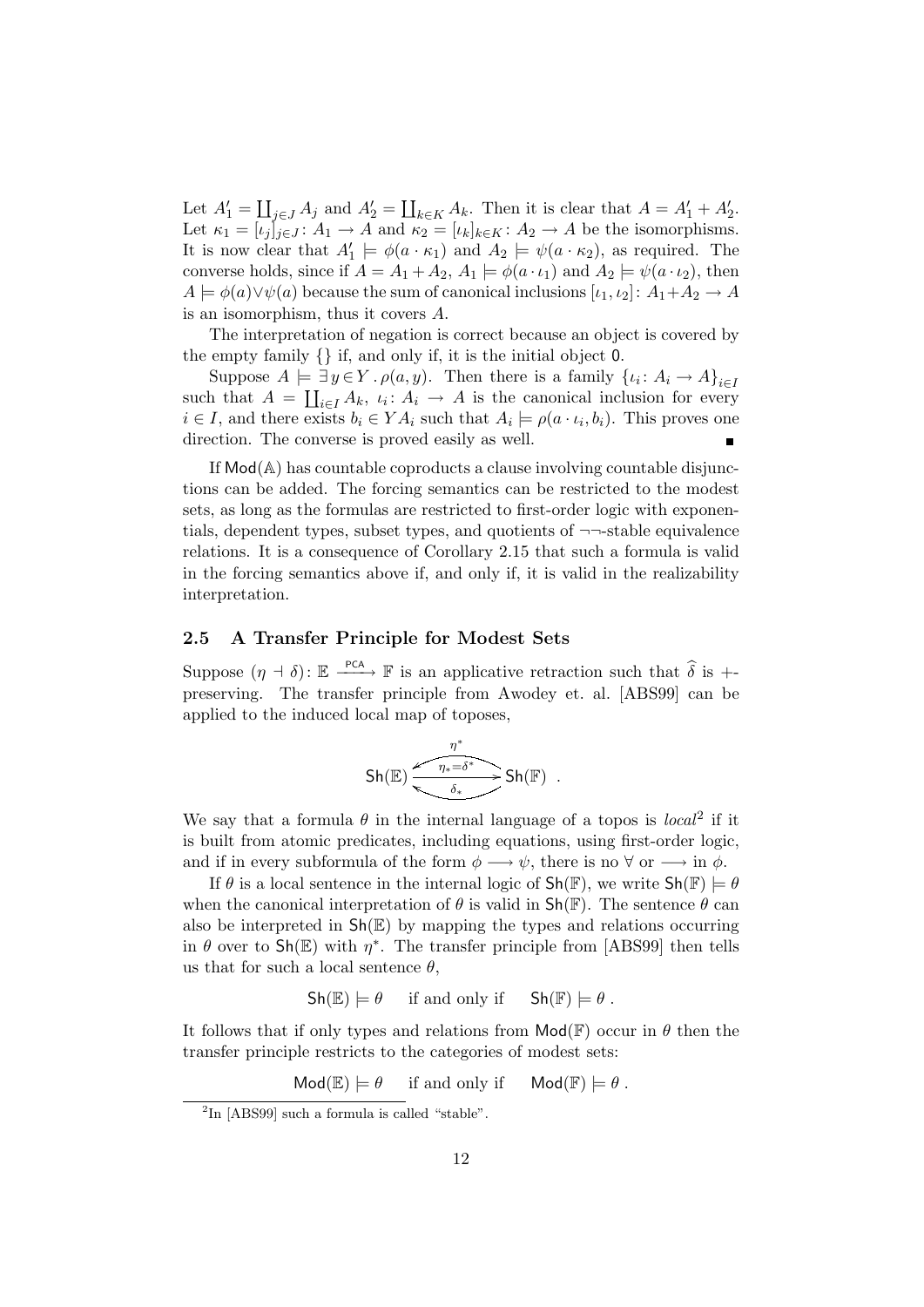Let $A'_1 = \coprod_{j \in J} A_j$ and $A'_2 = \coprod_{k \in K} A_k$. Then it is clear that $A = A'_1 + A'_2$. Let $\kappa_1 = [\iota_j]_{j \in J} \colon A_1 \to A$ and $\kappa_2 = [\iota_k]_{k \in K} \colon A_2 \to A$ be the isomorphisms. It is now clear that $A'_1 \models \phi(a \cdot \kappa_1)$ and $A'_2 \models \psi(a \cdot \kappa_2)$, as required. The converse holds, since if $A = A_1 + A_2$, $A_1 \models \phi(a \cdot \iota_1)$ and $A_2 \models \psi(a \cdot \iota_2)$, then $A \models \phi(a) \vee \psi(a)$ because the sum of canonical inclusions $[\iota_1, \iota_2] \colon A_1 + A_2 \to A$ is an isomorphism, thus it covers $A$.

The interpretation of negation is correct because an object is covered by the empty family $\{\}$ if, and only if, it is the initial object $\mathsf{0}$.

Suppose $A \models \exists y \in Y \,.\, \rho(a, y)$. Then there is a family $\{\iota_i \colon A_i \to A\}_{i \in I}$ such that $A = \coprod_{i \in I} A_k$, $\iota_i \colon A_i \to A$ is the canonical inclusion for every $i \in I$, and there exists $b_i \in Y A_i$ such that $A_i \models \rho(a \cdot \iota_i, b_i)$. This proves one direction. The converse is proved easily as well. ∎

If $\mathsf{Mod}(\mathbb{A})$ has countable coproducts a clause involving countable disjunctions can be added. The forcing semantics can be restricted to the modest sets, as long as the formulas are restricted to first-order logic with exponentials, dependent types, subset types, and quotients of $\neg\neg$-stable equivalence relations. It is a consequence of Corollary 2.15 that such a formula is valid in the forcing semantics above if, and only if, it is valid in the realizability interpretation.

### 2.5 A Transfer Principle for Modest Sets

Suppose $(\eta \dashv \delta) \colon \mathbb{E} \xrightarrow{\mathsf{PCA}} \mathbb{F}$ is an applicative retraction such that $\widehat{\delta}$ is $+$-preserving. The transfer principle from Awodey et. al. [ABS99] can be applied to the induced local map of toposes,

$$\mathsf{Sh}(\mathbb{E}) \underset{\delta_*}{\overset{\eta^*}{\underset{\eta_* = \delta^*}{\rightleftarrows}}} \mathsf{Sh}(\mathbb{F}) \ .$$

We say that a formula $\theta$ in the internal language of a topos is *local*[2] if it is built from atomic predicates, including equations, using first-order logic, and if in every subformula of the form $\phi \longrightarrow \psi$, there is no $\forall$ or $\longrightarrow$ in $\phi$.

If $\theta$ is a local sentence in the internal logic of $\mathsf{Sh}(\mathbb{F})$, we write $\mathsf{Sh}(\mathbb{F}) \models \theta$ when the canonical interpretation of $\theta$ is valid in $\mathsf{Sh}(\mathbb{F})$. The sentence $\theta$ can also be interpreted in $\mathsf{Sh}(\mathbb{E})$ by mapping the types and relations occurring in $\theta$ over to $\mathsf{Sh}(\mathbb{E})$ with $\eta^*$. The transfer principle from [ABS99] then tells us that for such a local sentence $\theta$,

$$\mathsf{Sh}(\mathbb{E}) \models \theta \quad \text{if and only if} \quad \mathsf{Sh}(\mathbb{F}) \models \theta \ .$$

It follows that if only types and relations from $\mathsf{Mod}(\mathbb{F})$ occur in $\theta$ then the transfer principle restricts to the categories of modest sets:

$$\mathsf{Mod}(\mathbb{E}) \models \theta \quad \text{if and only if} \quad \mathsf{Mod}(\mathbb{F}) \models \theta \ .$$

[2] In [ABS99] such a formula is called "stable".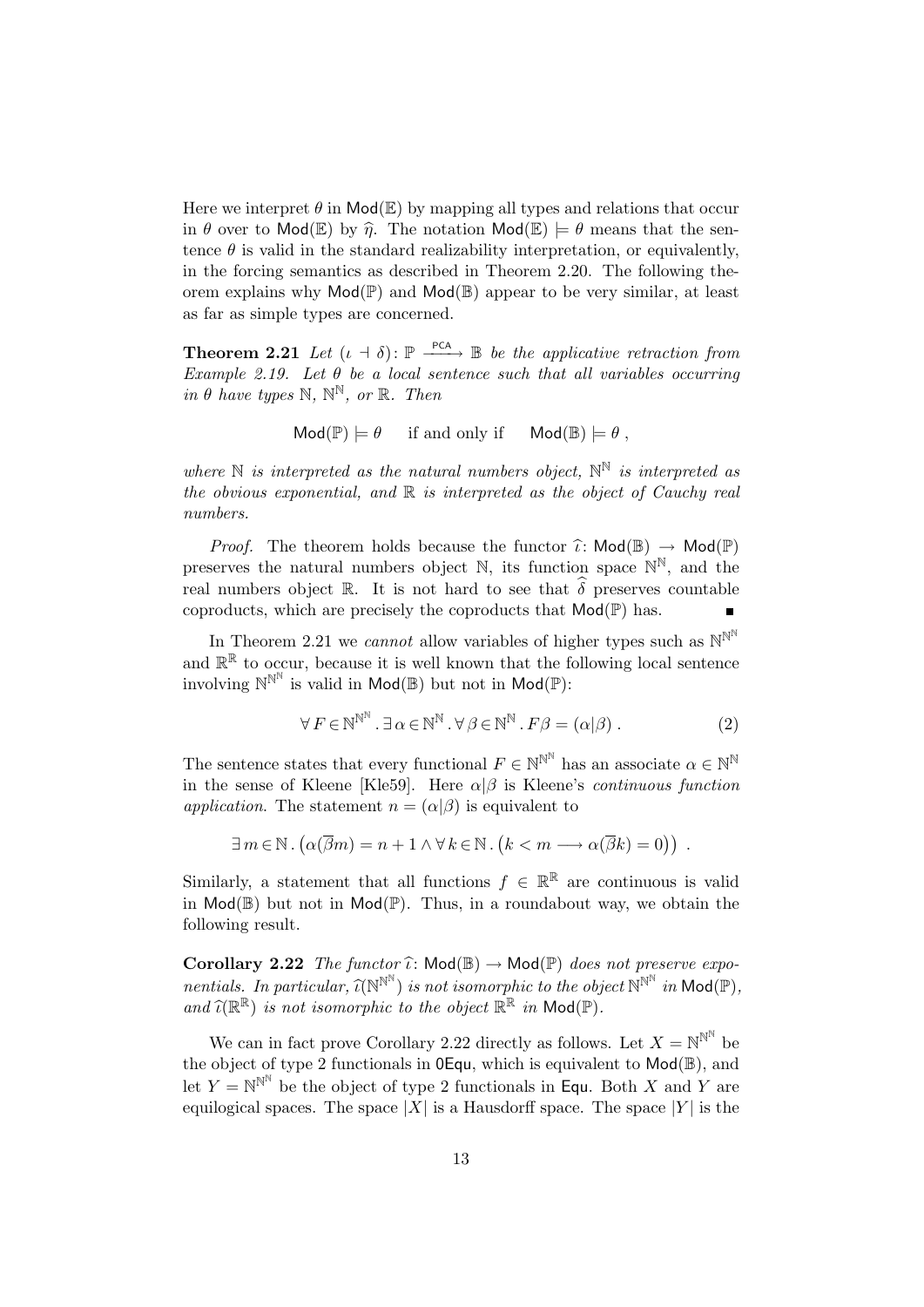Here we interpret $\theta$ in $\mathsf{Mod}(\mathbb{E})$ by mapping all types and relations that occur in $\theta$ over to $\mathsf{Mod}(\mathbb{E})$ by $\widehat{\eta}$. The notation $\mathsf{Mod}(\mathbb{E}) \models \theta$ means that the sentence $\theta$ is valid in the standard realizability interpretation, or equivalently, in the forcing semantics as described in Theorem 2.20. The following theorem explains why $\mathsf{Mod}(\mathbb{P})$ and $\mathsf{Mod}(\mathbb{B})$ appear to be very similar, at least as far as simple types are concerned.

**Theorem 2.21** *Let $(\iota \dashv \delta) \colon \mathbb{P} \xrightarrow{\mathsf{PCA}} \mathbb{B}$ be the applicative retraction from Example 2.19. Let $\theta$ be a local sentence such that all variables occurring in $\theta$ have types $\mathbb{N}$, $\mathbb{N}^{\mathbb{N}}$, or $\mathbb{R}$. Then*

$$\mathsf{Mod}(\mathbb{P}) \models \theta \quad \text{ if and only if } \quad \mathsf{Mod}(\mathbb{B}) \models \theta \,,$$

*where $\mathbb{N}$ is interpreted as the natural numbers object, $\mathbb{N}^{\mathbb{N}}$ is interpreted as the obvious exponential, and $\mathbb{R}$ is interpreted as the object of Cauchy real numbers.*

*Proof.* The theorem holds because the functor $\widehat{\iota} \colon \mathsf{Mod}(\mathbb{B}) \to \mathsf{Mod}(\mathbb{P})$ preserves the natural numbers object $\mathbb{N}$, its function space $\mathbb{N}^{\mathbb{N}}$, and the real numbers object $\mathbb{R}$. It is not hard to see that $\widehat{\delta}$ preserves countable coproducts, which are precisely the coproducts that $\mathsf{Mod}(\mathbb{P})$ has. ∎

In Theorem 2.21 we *cannot* allow variables of higher types such as $\mathbb{N}^{\mathbb{N}^{\mathbb{N}}}$ and $\mathbb{R}^{\mathbb{R}}$ to occur, because it is well known that the following local sentence involving $\mathbb{N}^{\mathbb{N}^{\mathbb{N}}}$ is valid in $\mathsf{Mod}(\mathbb{B})$ but not in $\mathsf{Mod}(\mathbb{P})$:

$$\forall\, F \in \mathbb{N}^{\mathbb{N}^{\mathbb{N}}} .\, \exists\, \alpha \in \mathbb{N}^{\mathbb{N}} .\, \forall\, \beta \in \mathbb{N}^{\mathbb{N}} .\, F\beta = (\alpha|\beta) \,. \tag{2}$$

The sentence states that every functional $F \in \mathbb{N}^{\mathbb{N}^{\mathbb{N}}}$ has an associate $\alpha \in \mathbb{N}^{\mathbb{N}}$ in the sense of Kleene [Kle59]. Here $\alpha|\beta$ is Kleene's *continuous function application.* The statement $n = (\alpha|\beta)$ is equivalent to

$$\exists\, m \in \mathbb{N} .\, \big(\alpha(\overline{\beta}m) = n + 1 \wedge \forall\, k \in \mathbb{N} .\, \big(k < m \longrightarrow \alpha(\overline{\beta}k) = 0\big)\big) \;.$$

Similarly, a statement that all functions $f \in \mathbb{R}^{\mathbb{R}}$ are continuous is valid in $\mathsf{Mod}(\mathbb{B})$ but not in $\mathsf{Mod}(\mathbb{P})$. Thus, in a roundabout way, we obtain the following result.

**Corollary 2.22** *The functor $\widehat{\iota} \colon \mathsf{Mod}(\mathbb{B}) \to \mathsf{Mod}(\mathbb{P})$ does not preserve exponentials. In particular, $\widehat{\iota}(\mathbb{N}^{\mathbb{N}^{\mathbb{N}}})$ is not isomorphic to the object $\mathbb{N}^{\mathbb{N}^{\mathbb{N}}}$ in $\mathsf{Mod}(\mathbb{P})$, and $\widehat{\iota}(\mathbb{R}^{\mathbb{R}})$ is not isomorphic to the object $\mathbb{R}^{\mathbb{R}}$ in $\mathsf{Mod}(\mathbb{P})$.*

We can in fact prove Corollary 2.22 directly as follows. Let $X = \mathbb{N}^{\mathbb{N}^{\mathbb{N}}}$ be the object of type 2 functionals in $\mathsf{0Equ}$, which is equivalent to $\mathsf{Mod}(\mathbb{B})$, and let $Y = \mathbb{N}^{\mathbb{N}^{\mathbb{N}}}$ be the object of type 2 functionals in $\mathsf{Equ}$. Both $X$ and $Y$ are equilogical spaces. The space $|X|$ is a Hausdorff space. The space $|Y|$ is the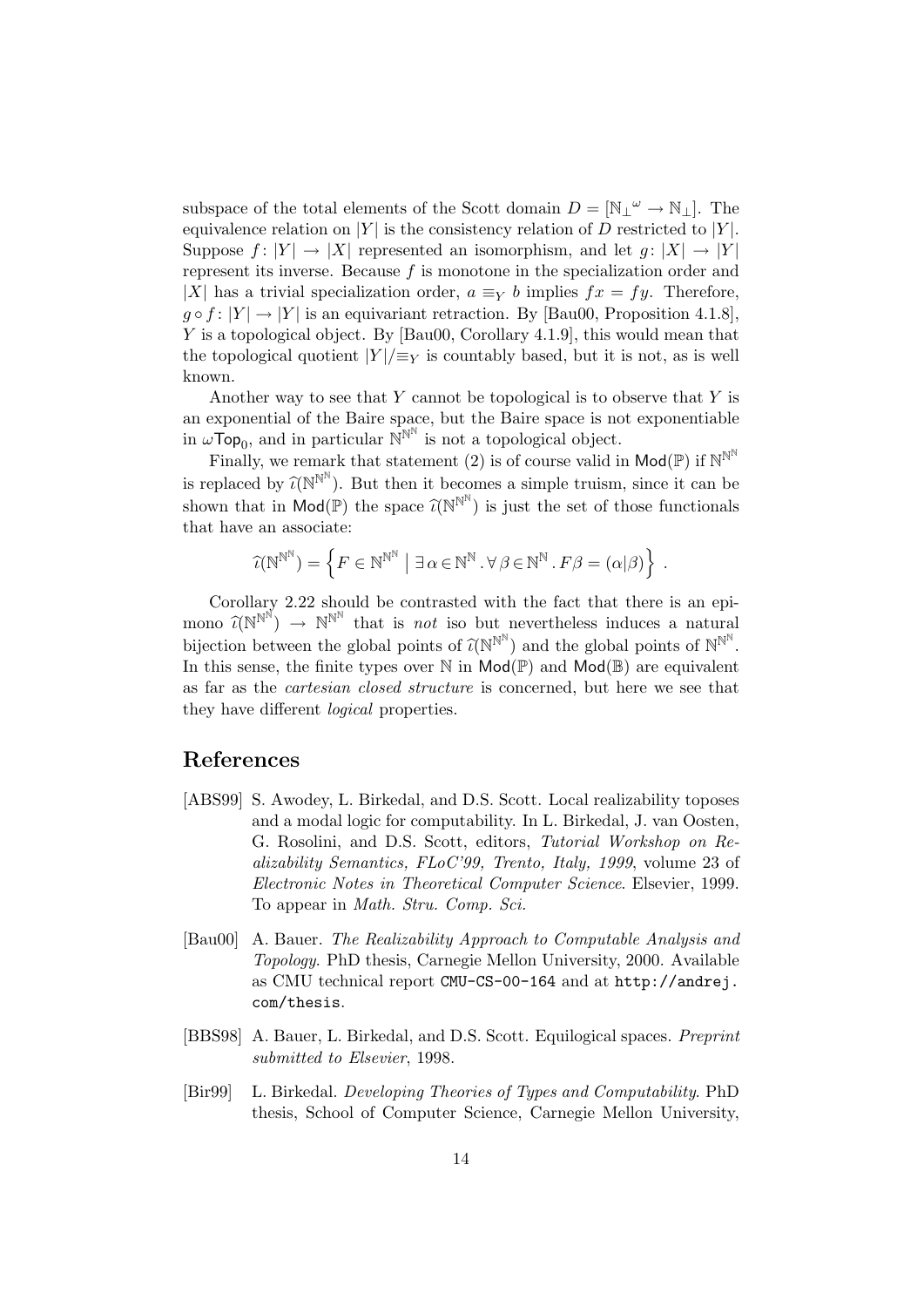subspace of the total elements of the Scott domain $D = [\mathbb{N}_\bot{}^\omega \to \mathbb{N}_\bot]$. The equivalence relation on $|Y|$ is the consistency relation of $D$ restricted to $|Y|$. Suppose $f\colon |Y| \to |X|$ represented an isomorphism, and let $g\colon |X| \to |Y|$ represent its inverse. Because $f$ is monotone in the specialization order and $|X|$ has a trivial specialization order, $a \equiv_Y b$ implies $fx = fy$. Therefore, $g \circ f\colon |Y| \to |Y|$ is an equivariant retraction. By [Bau00, Proposition 4.1.8], $Y$ is a topological object. By [Bau00, Corollary 4.1.9], this would mean that the topological quotient $|Y|/{\equiv_Y}$ is countably based, but it is not, as is well known.

Another way to see that $Y$ cannot be topological is to observe that $Y$ is an exponential of the Baire space, but the Baire space is not exponentiable in $\omega\mathsf{Top}_0$, and in particular $\mathbb{N}^{\mathbb{N}^\mathbb{N}}$ is not a topological object.

Finally, we remark that statement (2) is of course valid in $\mathsf{Mod}(\mathbb{P})$ if $\mathbb{N}^{\mathbb{N}^\mathbb{N}}$ is replaced by $\widehat{\iota}(\mathbb{N}^{\mathbb{N}^\mathbb{N}})$. But then it becomes a simple truism, since it can be shown that in $\mathsf{Mod}(\mathbb{P})$ the space $\widehat{\iota}(\mathbb{N}^{\mathbb{N}^\mathbb{N}})$ is just the set of those functionals that have an associate:

$$\widehat{\iota}(\mathbb{N}^{\mathbb{N}^\mathbb{N}}) = \left\{ F \in \mathbb{N}^{\mathbb{N}^\mathbb{N}} \;\middle|\; \exists\, \alpha \in \mathbb{N}^\mathbb{N} \,.\, \forall\, \beta \in \mathbb{N}^\mathbb{N} \,.\, F\beta = (\alpha|\beta) \right\} .$$

Corollary 2.22 should be contrasted with the fact that there is an epimono $\widehat{\iota}(\mathbb{N}^{\mathbb{N}^\mathbb{N}}) \to \mathbb{N}^{\mathbb{N}^\mathbb{N}}$ that is *not* iso but nevertheless induces a natural bijection between the global points of $\widehat{\iota}(\mathbb{N}^{\mathbb{N}^\mathbb{N}})$ and the global points of $\mathbb{N}^{\mathbb{N}^\mathbb{N}}$. In this sense, the finite types over $\mathbb{N}$ in $\mathsf{Mod}(\mathbb{P})$ and $\mathsf{Mod}(\mathbb{B})$ are equivalent as far as the *cartesian closed structure* is concerned, but here we see that they have different *logical* properties.

# References

[ABS99] S. Awodey, L. Birkedal, and D.S. Scott. Local realizability toposes and a modal logic for computability. In L. Birkedal, J. van Oosten, G. Rosolini, and D.S. Scott, editors, *Tutorial Workshop on Realizability Semantics, FLoC'99, Trento, Italy, 1999*, volume 23 of *Electronic Notes in Theoretical Computer Science*. Elsevier, 1999. To appear in *Math. Stru. Comp. Sci.*

[Bau00] A. Bauer. *The Realizability Approach to Computable Analysis and Topology*. PhD thesis, Carnegie Mellon University, 2000. Available as CMU technical report `CMU-CS-00-164` and at `http://andrej.com/thesis`.

[BBS98] A. Bauer, L. Birkedal, and D.S. Scott. Equilogical spaces. *Preprint submitted to Elsevier*, 1998.

[Bir99] L. Birkedal. *Developing Theories of Types and Computability*. PhD thesis, School of Computer Science, Carnegie Mellon University,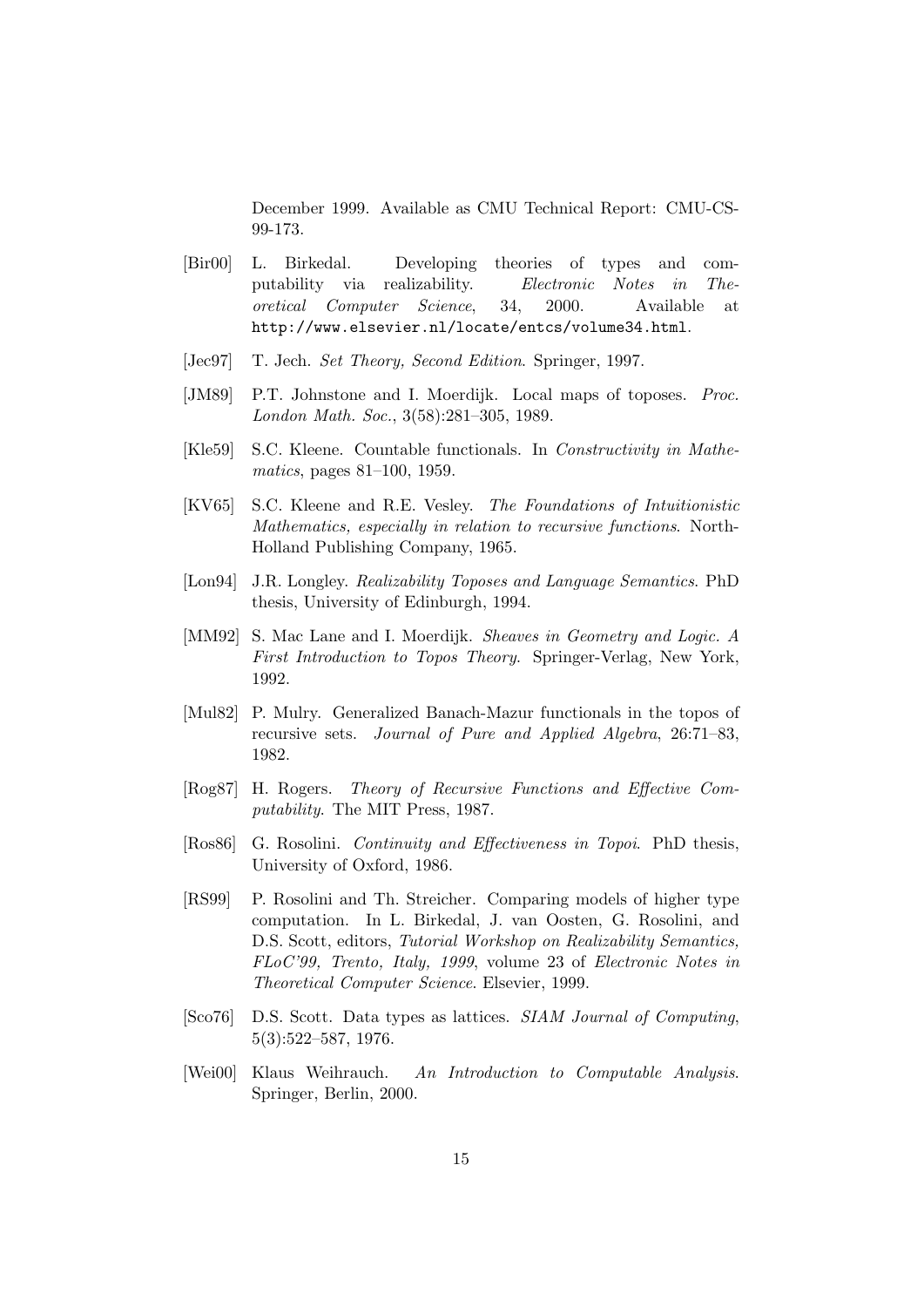December 1999. Available as CMU Technical Report: CMU-CS-99-173.

[Bir00] L. Birkedal. Developing theories of types and computability via realizability. *Electronic Notes in Theoretical Computer Science*, 34, 2000. Available at `http://www.elsevier.nl/locate/entcs/volume34.html`.

[Jec97] T. Jech. *Set Theory, Second Edition*. Springer, 1997.

[JM89] P.T. Johnstone and I. Moerdijk. Local maps of toposes. *Proc. London Math. Soc.*, 3(58):281–305, 1989.

[Kle59] S.C. Kleene. Countable functionals. In *Constructivity in Mathematics*, pages 81–100, 1959.

[KV65] S.C. Kleene and R.E. Vesley. *The Foundations of Intuitionistic Mathematics, especially in relation to recursive functions*. North-Holland Publishing Company, 1965.

[Lon94] J.R. Longley. *Realizability Toposes and Language Semantics*. PhD thesis, University of Edinburgh, 1994.

[MM92] S. Mac Lane and I. Moerdijk. *Sheaves in Geometry and Logic. A First Introduction to Topos Theory*. Springer-Verlag, New York, 1992.

[Mul82] P. Mulry. Generalized Banach-Mazur functionals in the topos of recursive sets. *Journal of Pure and Applied Algebra*, 26:71–83, 1982.

[Rog87] H. Rogers. *Theory of Recursive Functions and Effective Computability*. The MIT Press, 1987.

[Ros86] G. Rosolini. *Continuity and Effectiveness in Topoi*. PhD thesis, University of Oxford, 1986.

[RS99] P. Rosolini and Th. Streicher. Comparing models of higher type computation. In L. Birkedal, J. van Oosten, G. Rosolini, and D.S. Scott, editors, *Tutorial Workshop on Realizability Semantics, FLoC'99, Trento, Italy, 1999*, volume 23 of *Electronic Notes in Theoretical Computer Science*. Elsevier, 1999.

[Sco76] D.S. Scott. Data types as lattices. *SIAM Journal of Computing*, 5(3):522–587, 1976.

[Wei00] Klaus Weihrauch. *An Introduction to Computable Analysis*. Springer, Berlin, 2000.